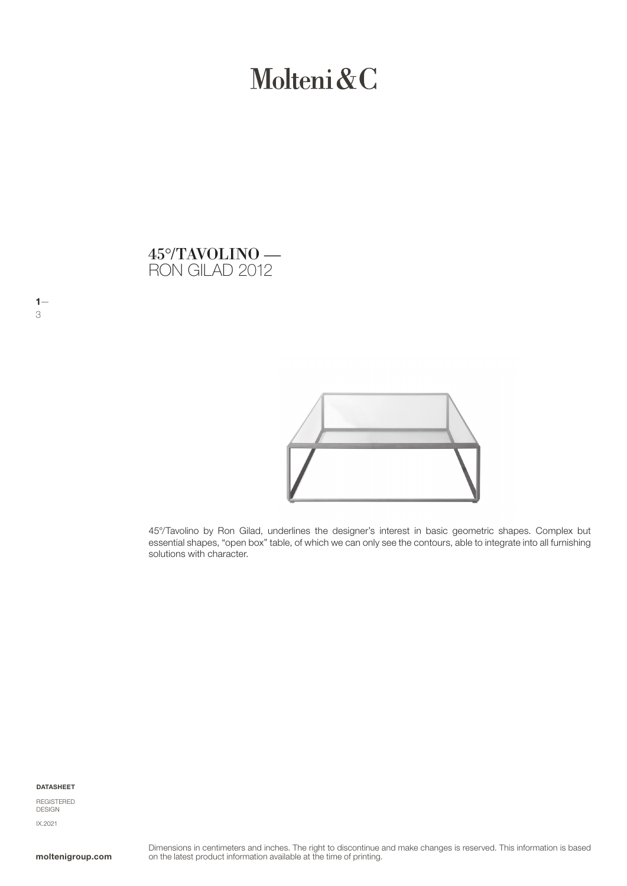# Molteni&C

## 45°/TAVOLINO — RON GILAD 2012

45°/Tavolino by Ron Gilad, underlines the designer's interest in basic geometric shapes. Complex but essential shapes, "open box" table, of which we can only see the contours, able to integrate into all furnishing solutions with character.

**DATASHEET**

REGISTERED DESIGN

IX.2021

**moltenigroup.com**

Dimensions in centimeters and inches. The right to discontinue and make changes is reserved. This information is based on the latest product information available at the time of printing.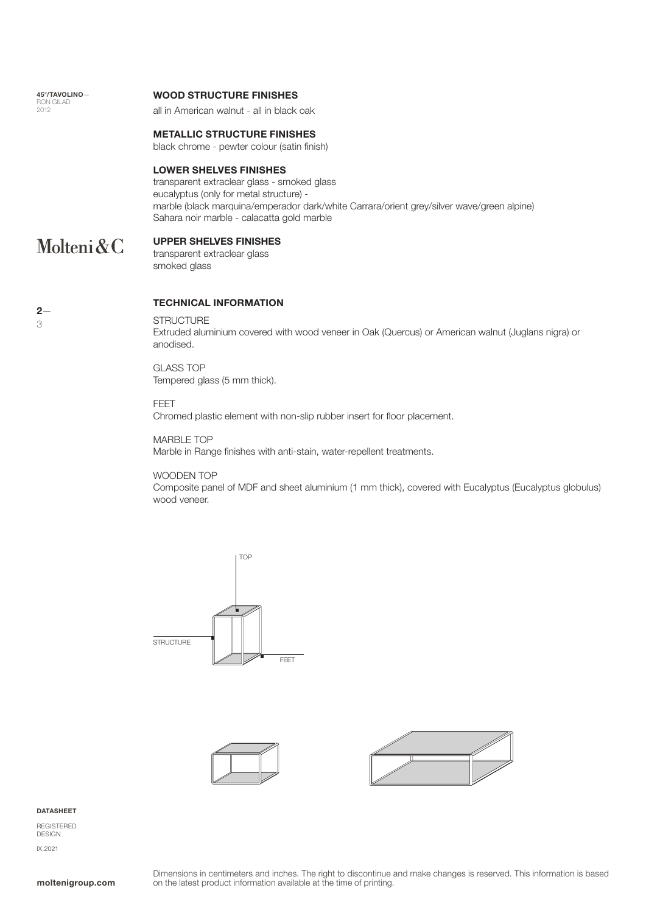## WOOD STRUCTURE FINISHES

all in American walnut - all in black oak

## METALLIC STRUCTURE FINISHES

black chrome - pewter colour (satin finish)

## LOWER SHELVES FINISHES

transparent extraclear glass - smoked glass
eucalyptus (only for metal structure) -
marble (black marquina/emperador dark/white Carrara/orient grey/silver wave/green alpine)
Sahara noir marble - calacatta gold marble

## UPPER SHELVES FINISHES

transparent extraclear glass
smoked glass

## TECHNICAL INFORMATION

STRUCTURE
Extruded aluminium covered with wood veneer in Oak (Quercus) or American walnut (Juglans nigra) or anodised.

GLASS TOP
Tempered glass (5 mm thick).

FEET
Chromed plastic element with non-slip rubber insert for floor placement.

MARBLE TOP
Marble in Range finishes with anti-stain, water-repellent treatments.

WOODEN TOP
Composite panel of MDF and sheet aluminium (1 mm thick), covered with Eucalyptus (Eucalyptus globulus) wood veneer.

TOP

STRUCTURE

FEET

DATASHEET

REGISTERED DESIGN

IX.2021

Dimensions in centimeters and inches. The right to discontinue and make changes is reserved. This information is based on the latest product information available at the time of printing.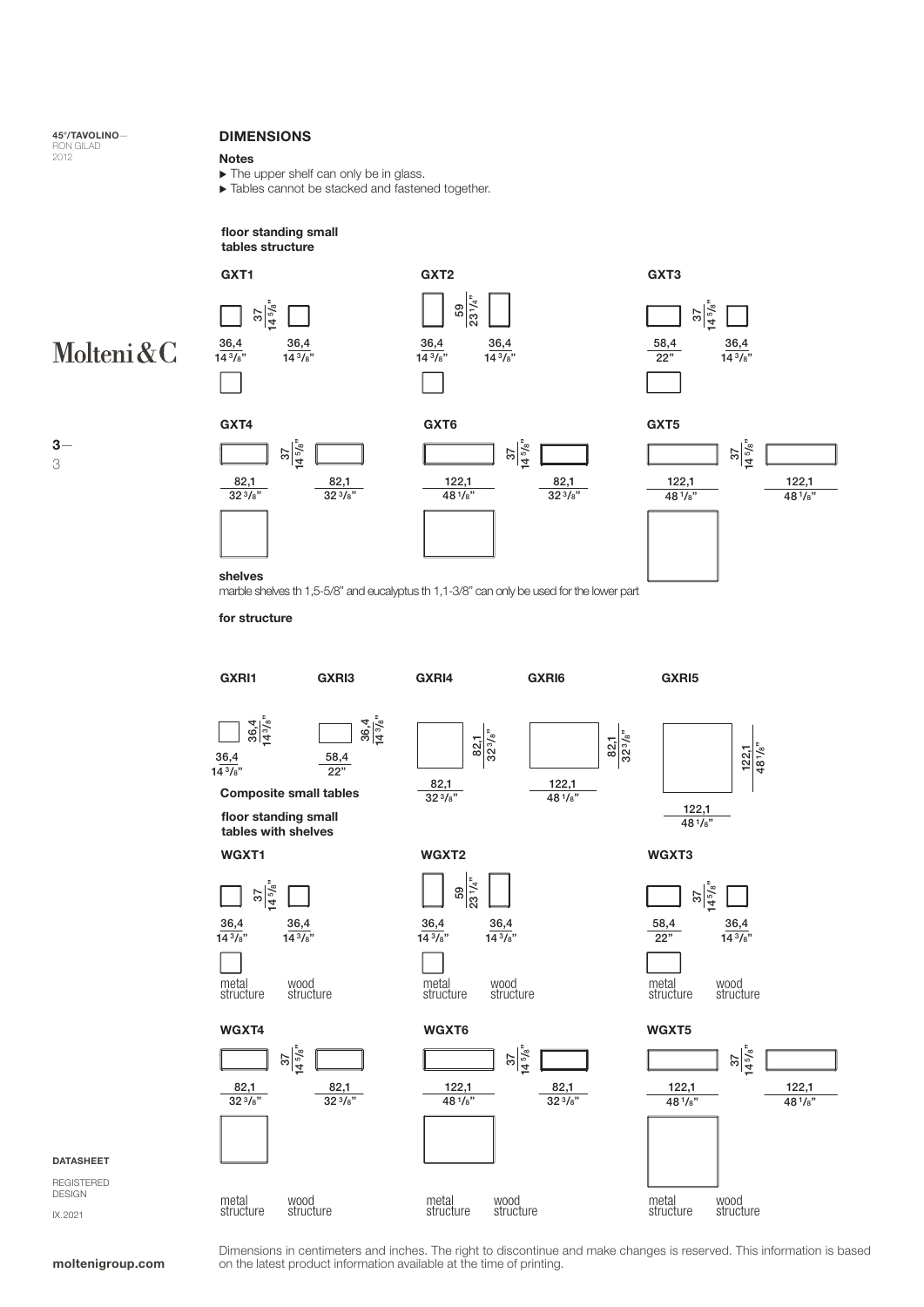45°/TAVOLINO—
RON GILAD
2012

Molteni&C

## DIMENSIONS

### Notes

- The upper shelf can only be in glass.
- Tables cannot be stacked and fastened together.

**floor standing small tables structure**

**GXT1**

37 14 5/8"

36,4 14 3/8"   36,4 14 3/8"

**GXT2**

59 23 1/4"

36,4 14 3/8"   36,4 14 3/8"

**GXT3**

37 14 5/8"

58,4 22"   36,4 14 3/8"

**GXT4**

37 14 5/8"

82,1 32 3/8"   82,1 32 3/8"

**GXT6**

37 14 5/8"

122,1 48 1/8"   82,1 32 3/8"

**GXT5**

37 14 5/8"

122,1 48 1/8"   122,1 48 1/8"

**shelves**

marble shelves th 1,5-5/8" and eucalyptus th 1,1-3/8" can only be used for the lower part

**for structure**

**GXRI1**

36,4 14 3/8"

36,4 14 3/8"

**GXRI3**

36,4 14 3/8"

58,4 22"

**GXRI4**

82,1 32 3/8"

82,1 32 3/8"

**GXRI6**

82,1 32 3/8"

122,1 48 1/8"

**GXRI5**

122,1 48 1/8"

122,1 48 1/8"

**Composite small tables**

**floor standing small tables with shelves**

**WGXT1**

37 14 5/8"

36,4 14 3/8"   36,4 14 3/8"

metal structure   wood structure

**WGXT2**

59 23 1/4"

36,4 14 3/8"   36,4 14 3/8"

metal structure   wood structure

**WGXT3**

37 14 5/8"

58,4 22"   36,4 14 3/8"

metal structure   wood structure

**WGXT4**

37 14 5/8"

82,1 32 3/8"   82,1 32 3/8"

metal structure   wood structure

**WGXT6**

37 14 5/8"

122,1 48 1/8"   82,1 32 3/8"

metal structure   wood structure

**WGXT5**

37 14 5/8"

122,1 48 1/8"   122,1 48 1/8"

metal structure   wood structure

**DATASHEET**

REGISTERED DESIGN

IX.2021

**moltenigroup.com**

Dimensions in centimeters and inches. The right to discontinue and make changes is reserved. This information is based on the latest product information available at the time of printing.